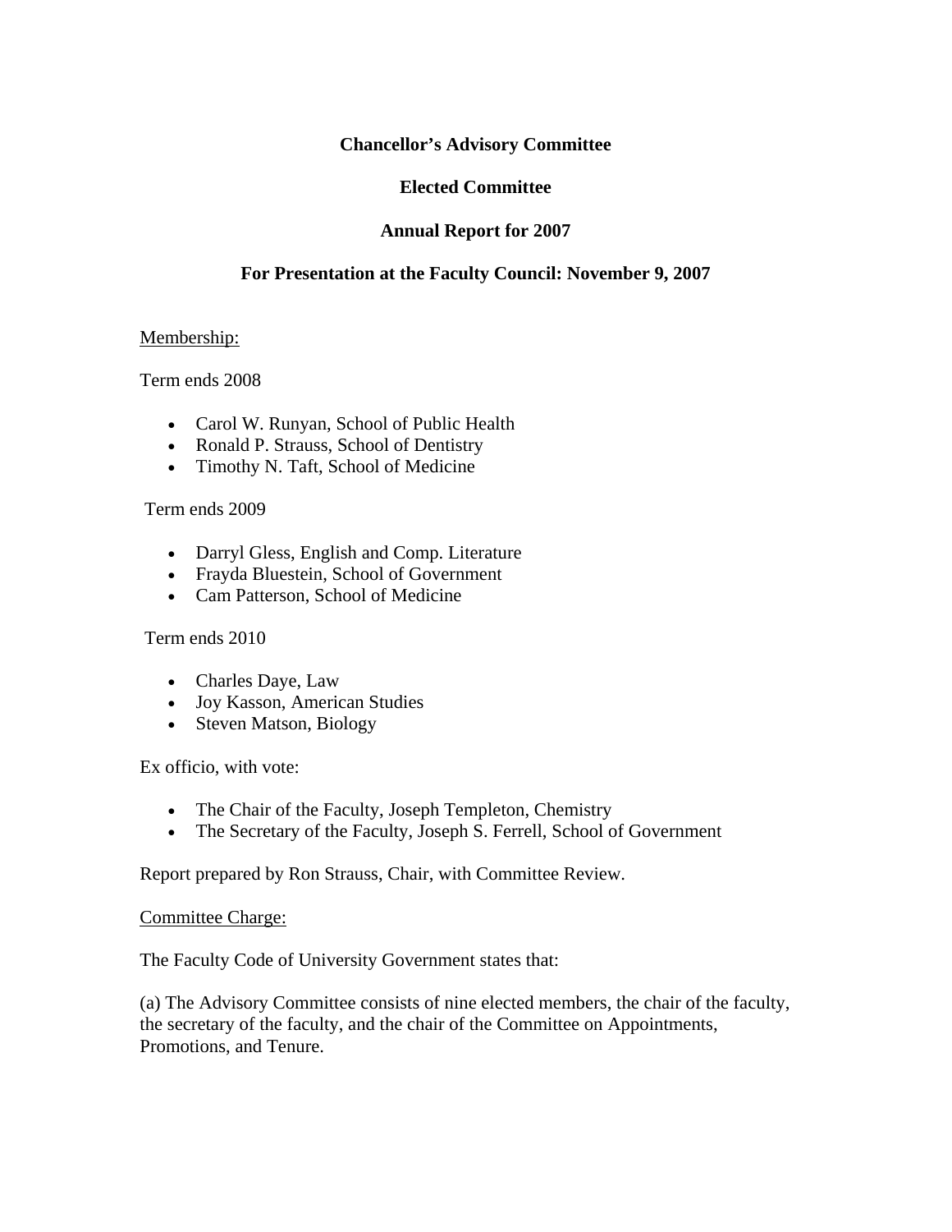# Chancellor's Advisory Committee

## Elected Committee

## Annual Report for 2007

## For Presentation at the Faculty Council: November 9, 2007

Membership:

Term ends 2008

- Carol W. Runyan, School of Public Health
- Ronald P. Strauss, School of Dentistry
- Timothy N. Taft, School of Medicine

Term ends 2009

- Darryl Gless, English and Comp. Literature
- Frayda Bluestein, School of Government
- Cam Patterson, School of Medicine

Term ends 2010

- Charles Daye, Law
- Joy Kasson, American Studies
- Steven Matson, Biology

Ex officio, with vote:

- The Chair of the Faculty, Joseph Templeton, Chemistry
- The Secretary of the Faculty, Joseph S. Ferrell, School of Government

Report prepared by Ron Strauss, Chair, with Committee Review.

Committee Charge:

The Faculty Code of University Government states that:

(a) The Advisory Committee consists of nine elected members, the chair of the faculty, the secretary of the faculty, and the chair of the Committee on Appointments, Promotions, and Tenure.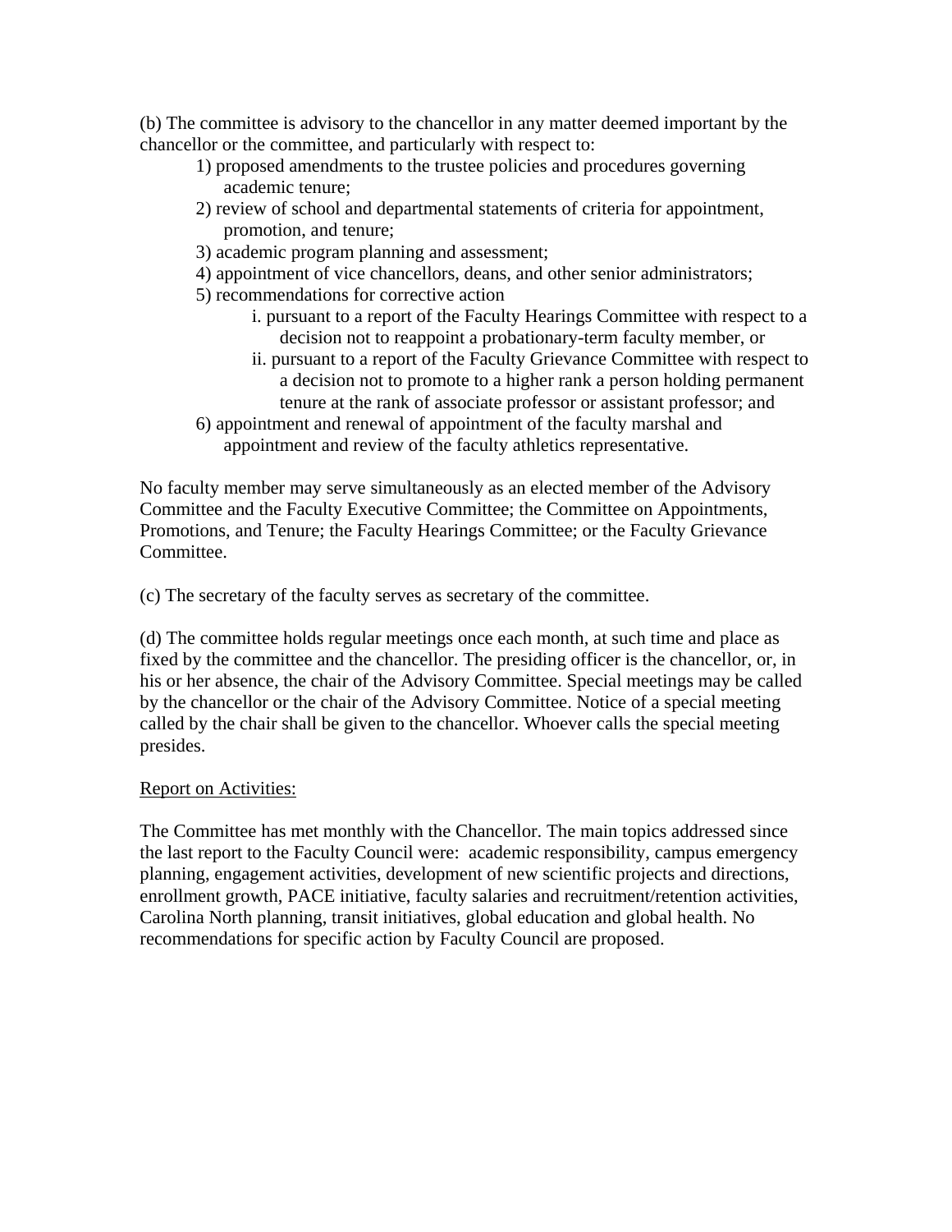(b) The committee is advisory to the chancellor in any matter deemed important by the chancellor or the committee, and particularly with respect to:

1) proposed amendments to the trustee policies and procedures governing academic tenure;
2) review of school and departmental statements of criteria for appointment, promotion, and tenure;
3) academic program planning and assessment;
4) appointment of vice chancellors, deans, and other senior administrators;
5) recommendations for corrective action
   - i. pursuant to a report of the Faculty Hearings Committee with respect to a decision not to reappoint a probationary-term faculty member, or
   - ii. pursuant to a report of the Faculty Grievance Committee with respect to a decision not to promote to a higher rank a person holding permanent tenure at the rank of associate professor or assistant professor; and
6) appointment and renewal of appointment of the faculty marshal and appointment and review of the faculty athletics representative.

No faculty member may serve simultaneously as an elected member of the Advisory Committee and the Faculty Executive Committee; the Committee on Appointments, Promotions, and Tenure; the Faculty Hearings Committee; or the Faculty Grievance Committee.

(c) The secretary of the faculty serves as secretary of the committee.

(d) The committee holds regular meetings once each month, at such time and place as fixed by the committee and the chancellor. The presiding officer is the chancellor, or, in his or her absence, the chair of the Advisory Committee. Special meetings may be called by the chancellor or the chair of the Advisory Committee. Notice of a special meeting called by the chair shall be given to the chancellor. Whoever calls the special meeting presides.

<u>Report on Activities:</u>

The Committee has met monthly with the Chancellor. The main topics addressed since the last report to the Faculty Council were: academic responsibility, campus emergency planning, engagement activities, development of new scientific projects and directions, enrollment growth, PACE initiative, faculty salaries and recruitment/retention activities, Carolina North planning, transit initiatives, global education and global health. No recommendations for specific action by Faculty Council are proposed.